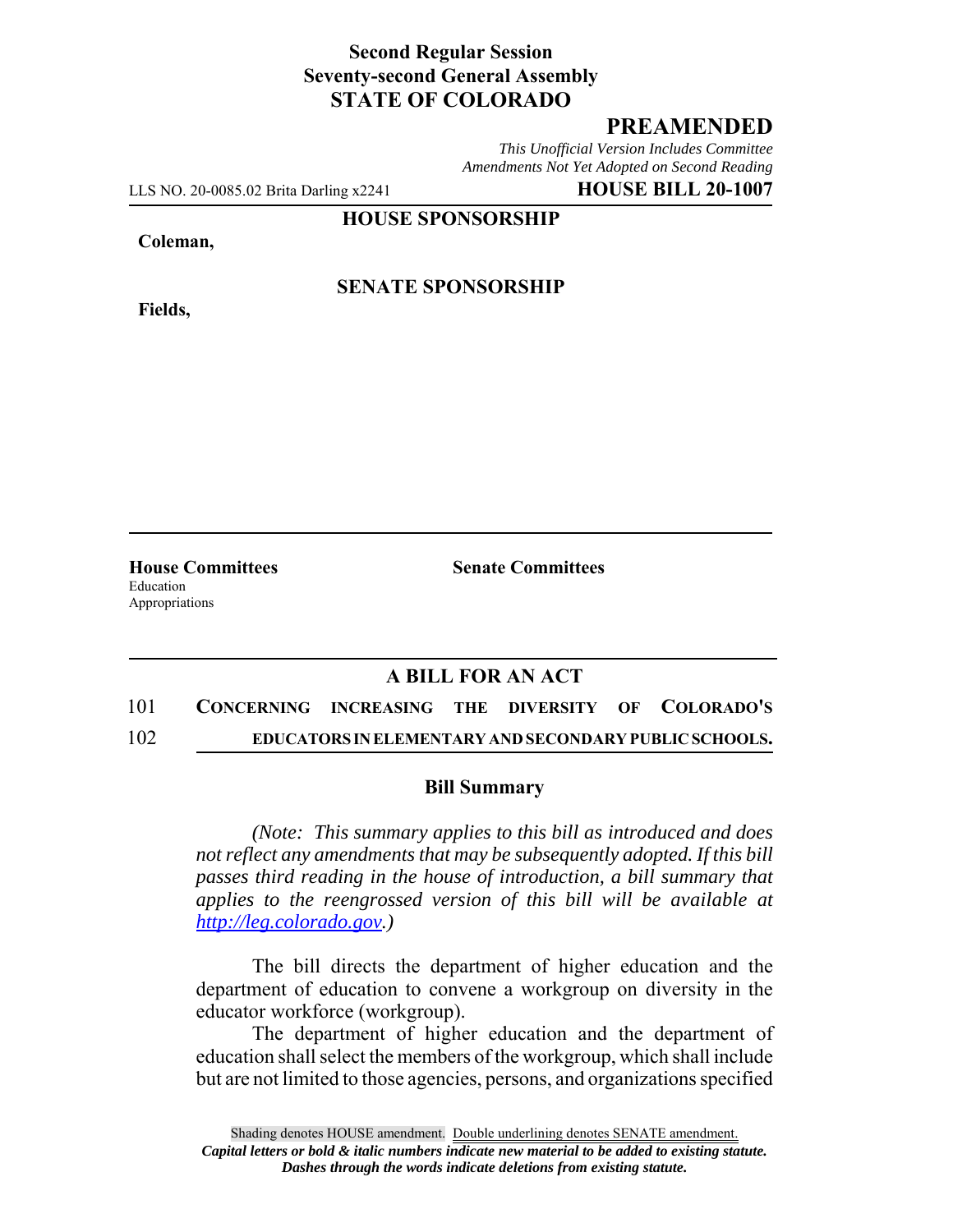**Second Regular Session**
**Seventy-second General Assembly**
**STATE OF COLORADO**

# PREAMENDED

*This Unofficial Version Includes Committee Amendments Not Yet Adopted on Second Reading*

LLS NO. 20-0085.02 Brita Darling x2241 **HOUSE BILL 20-1007**

**HOUSE SPONSORSHIP**

**Coleman,**

**SENATE SPONSORSHIP**

**Fields,**

**House Committees**
Education
Appropriations

**Senate Committees**

## A BILL FOR AN ACT

101 **CONCERNING INCREASING THE DIVERSITY OF COLORADO'S**
102 **EDUCATORS IN ELEMENTARY AND SECONDARY PUBLIC SCHOOLS.**

### Bill Summary

*(Note: This summary applies to this bill as introduced and does not reflect any amendments that may be subsequently adopted. If this bill passes third reading in the house of introduction, a bill summary that applies to the reengrossed version of this bill will be available at http://leg.colorado.gov.)*

The bill directs the department of higher education and the department of education to convene a workgroup on diversity in the educator workforce (workgroup).

The department of higher education and the department of education shall select the members of the workgroup, which shall include but are not limited to those agencies, persons, and organizations specified

Shading denotes HOUSE amendment. Double underlining denotes SENATE amendment.
*Capital letters or bold & italic numbers indicate new material to be added to existing statute.*
*Dashes through the words indicate deletions from existing statute.*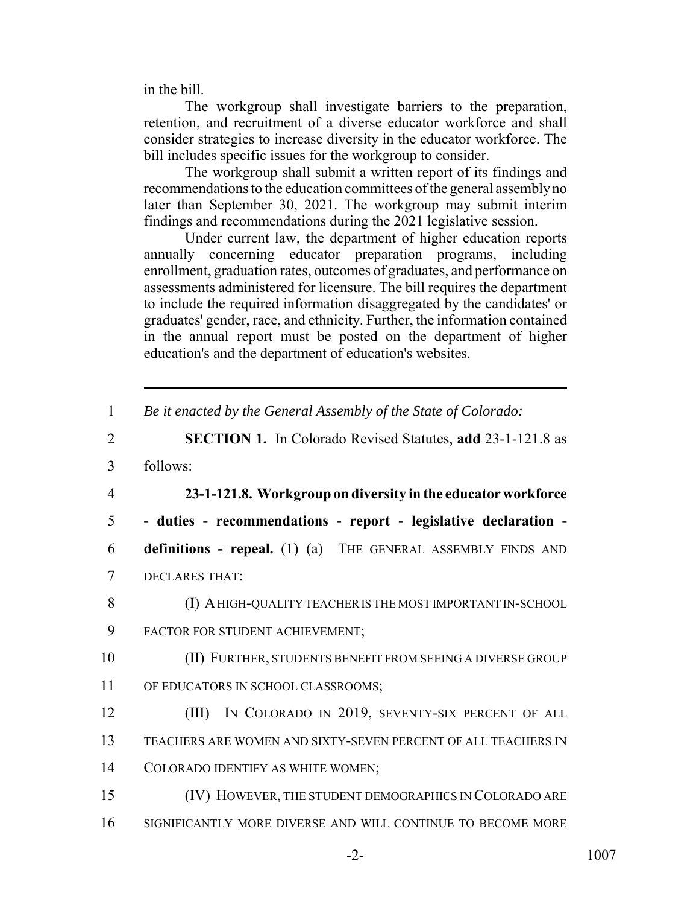in the bill.

The workgroup shall investigate barriers to the preparation, retention, and recruitment of a diverse educator workforce and shall consider strategies to increase diversity in the educator workforce. The bill includes specific issues for the workgroup to consider.

The workgroup shall submit a written report of its findings and recommendations to the education committees of the general assembly no later than September 30, 2021. The workgroup may submit interim findings and recommendations during the 2021 legislative session.

Under current law, the department of higher education reports annually concerning educator preparation programs, including enrollment, graduation rates, outcomes of graduates, and performance on assessments administered for licensure. The bill requires the department to include the required information disaggregated by the candidates' or graduates' gender, race, and ethnicity. Further, the information contained in the annual report must be posted on the department of higher education's and the department of education's websites.

---

1 *Be it enacted by the General Assembly of the State of Colorado:*

2 **SECTION 1.** In Colorado Revised Statutes, **add** 23-1-121.8 as

3 follows:

4 **23-1-121.8. Workgroup on diversity in the educator workforce**

5 **- duties - recommendations - report - legislative declaration -**

6 **definitions - repeal.** (1) (a) THE GENERAL ASSEMBLY FINDS AND

7 DECLARES THAT:

8 (I) A HIGH-QUALITY TEACHER IS THE MOST IMPORTANT IN-SCHOOL

9 FACTOR FOR STUDENT ACHIEVEMENT;

10 (II) FURTHER, STUDENTS BENEFIT FROM SEEING A DIVERSE GROUP

11 OF EDUCATORS IN SCHOOL CLASSROOMS;

12 (III) IN COLORADO IN 2019, SEVENTY-SIX PERCENT OF ALL

13 TEACHERS ARE WOMEN AND SIXTY-SEVEN PERCENT OF ALL TEACHERS IN

14 COLORADO IDENTIFY AS WHITE WOMEN;

15 (IV) HOWEVER, THE STUDENT DEMOGRAPHICS IN COLORADO ARE

16 SIGNIFICANTLY MORE DIVERSE AND WILL CONTINUE TO BECOME MORE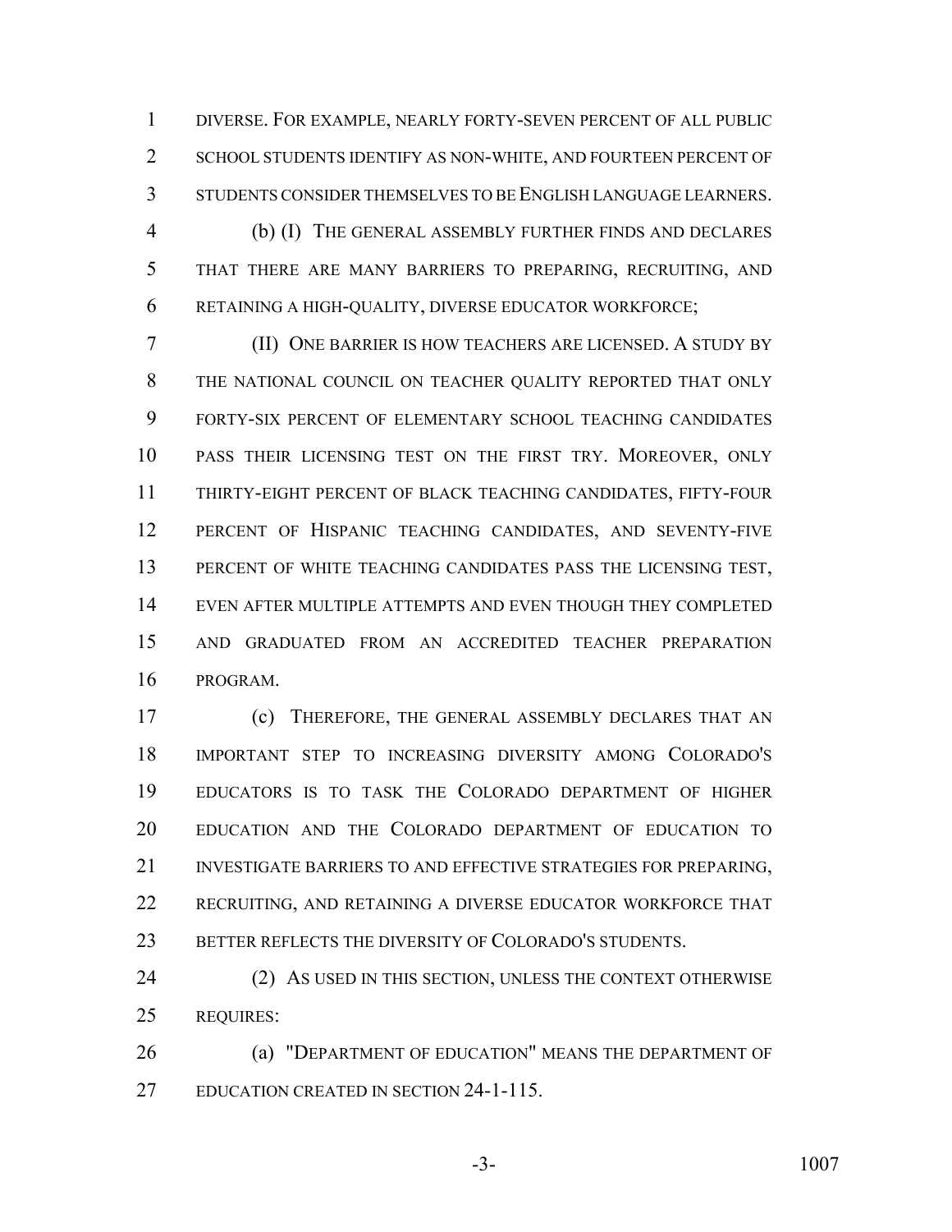DIVERSE. FOR EXAMPLE, NEARLY FORTY-SEVEN PERCENT OF ALL PUBLIC SCHOOL STUDENTS IDENTIFY AS NON-WHITE, AND FOURTEEN PERCENT OF STUDENTS CONSIDER THEMSELVES TO BE ENGLISH LANGUAGE LEARNERS.

(b) (I) THE GENERAL ASSEMBLY FURTHER FINDS AND DECLARES THAT THERE ARE MANY BARRIERS TO PREPARING, RECRUITING, AND RETAINING A HIGH-QUALITY, DIVERSE EDUCATOR WORKFORCE;

(II) ONE BARRIER IS HOW TEACHERS ARE LICENSED. A STUDY BY THE NATIONAL COUNCIL ON TEACHER QUALITY REPORTED THAT ONLY FORTY-SIX PERCENT OF ELEMENTARY SCHOOL TEACHING CANDIDATES PASS THEIR LICENSING TEST ON THE FIRST TRY. MOREOVER, ONLY THIRTY-EIGHT PERCENT OF BLACK TEACHING CANDIDATES, FIFTY-FOUR PERCENT OF HISPANIC TEACHING CANDIDATES, AND SEVENTY-FIVE PERCENT OF WHITE TEACHING CANDIDATES PASS THE LICENSING TEST, EVEN AFTER MULTIPLE ATTEMPTS AND EVEN THOUGH THEY COMPLETED AND GRADUATED FROM AN ACCREDITED TEACHER PREPARATION PROGRAM.

(c) THEREFORE, THE GENERAL ASSEMBLY DECLARES THAT AN IMPORTANT STEP TO INCREASING DIVERSITY AMONG COLORADO'S EDUCATORS IS TO TASK THE COLORADO DEPARTMENT OF HIGHER EDUCATION AND THE COLORADO DEPARTMENT OF EDUCATION TO INVESTIGATE BARRIERS TO AND EFFECTIVE STRATEGIES FOR PREPARING, RECRUITING, AND RETAINING A DIVERSE EDUCATOR WORKFORCE THAT BETTER REFLECTS THE DIVERSITY OF COLORADO'S STUDENTS.

(2) AS USED IN THIS SECTION, UNLESS THE CONTEXT OTHERWISE REQUIRES:

(a) "DEPARTMENT OF EDUCATION" MEANS THE DEPARTMENT OF EDUCATION CREATED IN SECTION 24-1-115.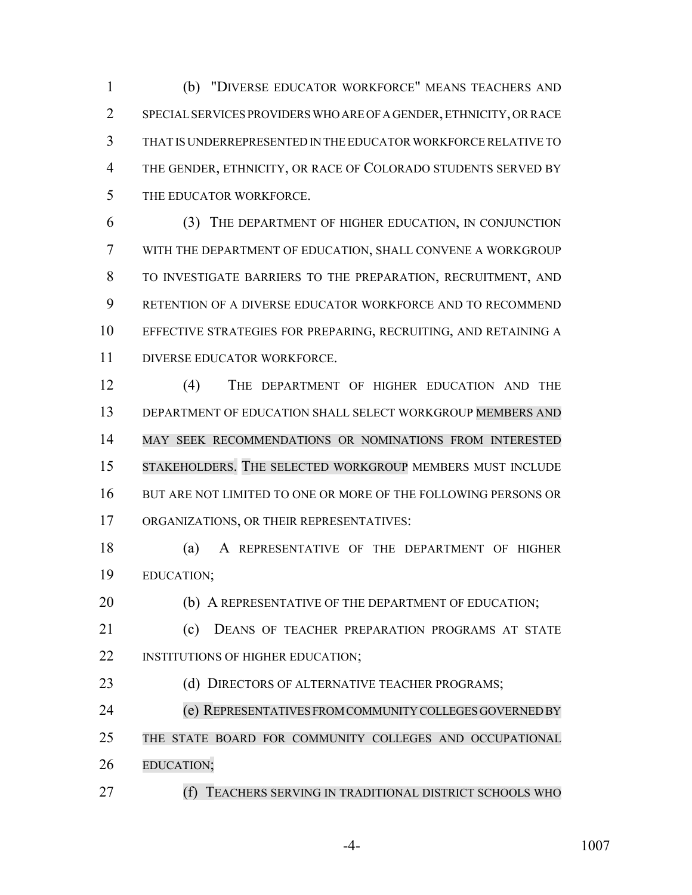(b) "DIVERSE EDUCATOR WORKFORCE" MEANS TEACHERS AND SPECIAL SERVICES PROVIDERS WHO ARE OF A GENDER, ETHNICITY, OR RACE THAT IS UNDERREPRESENTED IN THE EDUCATOR WORKFORCE RELATIVE TO THE GENDER, ETHNICITY, OR RACE OF COLORADO STUDENTS SERVED BY THE EDUCATOR WORKFORCE.

(3) THE DEPARTMENT OF HIGHER EDUCATION, IN CONJUNCTION WITH THE DEPARTMENT OF EDUCATION, SHALL CONVENE A WORKGROUP TO INVESTIGATE BARRIERS TO THE PREPARATION, RECRUITMENT, AND RETENTION OF A DIVERSE EDUCATOR WORKFORCE AND TO RECOMMEND EFFECTIVE STRATEGIES FOR PREPARING, RECRUITING, AND RETAINING A DIVERSE EDUCATOR WORKFORCE.

(4) THE DEPARTMENT OF HIGHER EDUCATION AND THE DEPARTMENT OF EDUCATION SHALL SELECT WORKGROUP MEMBERS AND MAY SEEK RECOMMENDATIONS OR NOMINATIONS FROM INTERESTED STAKEHOLDERS. THE SELECTED WORKGROUP MEMBERS MUST INCLUDE BUT ARE NOT LIMITED TO ONE OR MORE OF THE FOLLOWING PERSONS OR ORGANIZATIONS, OR THEIR REPRESENTATIVES:

(a) A REPRESENTATIVE OF THE DEPARTMENT OF HIGHER EDUCATION;

(b) A REPRESENTATIVE OF THE DEPARTMENT OF EDUCATION;

(c) DEANS OF TEACHER PREPARATION PROGRAMS AT STATE INSTITUTIONS OF HIGHER EDUCATION;

(d) DIRECTORS OF ALTERNATIVE TEACHER PROGRAMS;

(e) REPRESENTATIVES FROM COMMUNITY COLLEGES GOVERNED BY THE STATE BOARD FOR COMMUNITY COLLEGES AND OCCUPATIONAL EDUCATION;

(f) TEACHERS SERVING IN TRADITIONAL DISTRICT SCHOOLS WHO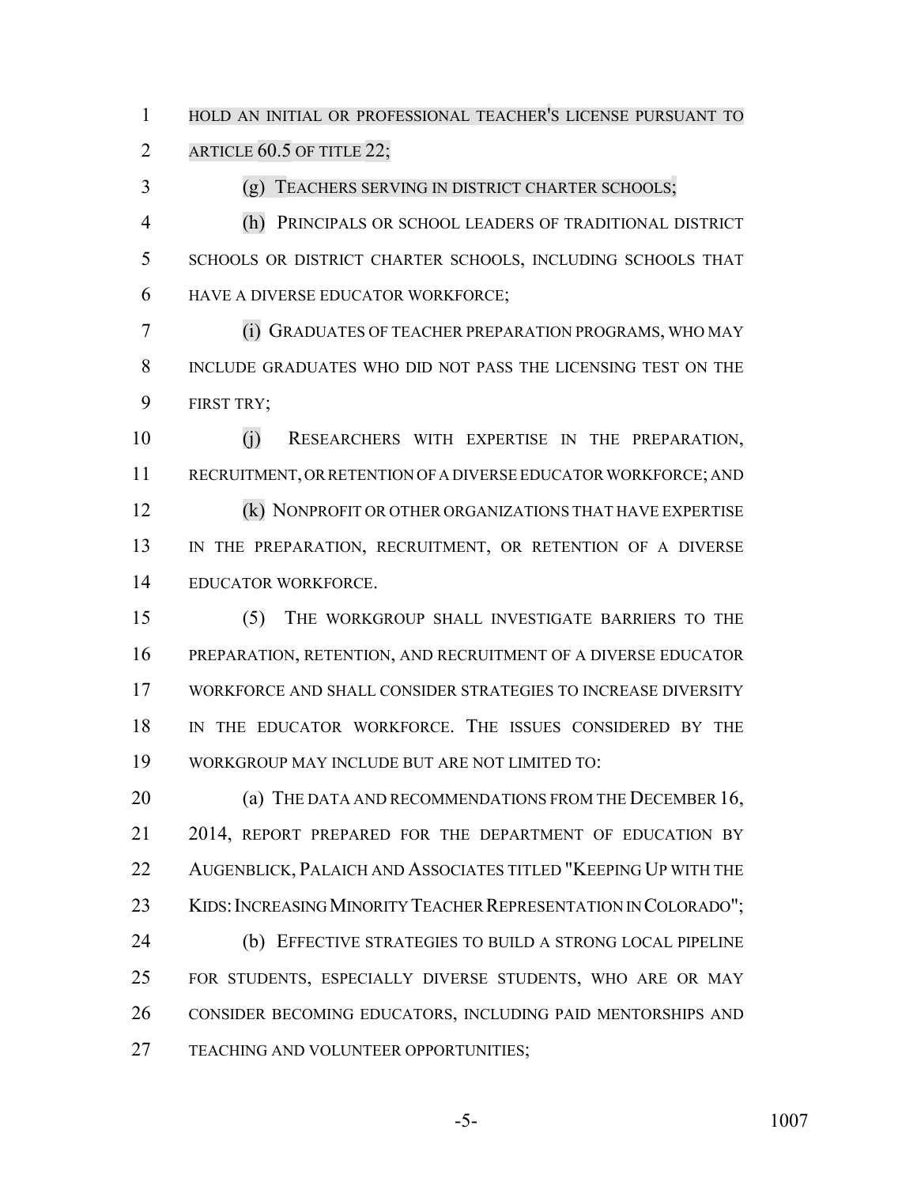HOLD AN INITIAL OR PROFESSIONAL TEACHER'S LICENSE PURSUANT TO ARTICLE 60.5 OF TITLE 22;

(g) TEACHERS SERVING IN DISTRICT CHARTER SCHOOLS;

(h) PRINCIPALS OR SCHOOL LEADERS OF TRADITIONAL DISTRICT SCHOOLS OR DISTRICT CHARTER SCHOOLS, INCLUDING SCHOOLS THAT HAVE A DIVERSE EDUCATOR WORKFORCE;

(i) GRADUATES OF TEACHER PREPARATION PROGRAMS, WHO MAY INCLUDE GRADUATES WHO DID NOT PASS THE LICENSING TEST ON THE FIRST TRY;

(j) RESEARCHERS WITH EXPERTISE IN THE PREPARATION, RECRUITMENT, OR RETENTION OF A DIVERSE EDUCATOR WORKFORCE; AND

(k) NONPROFIT OR OTHER ORGANIZATIONS THAT HAVE EXPERTISE IN THE PREPARATION, RECRUITMENT, OR RETENTION OF A DIVERSE EDUCATOR WORKFORCE.

(5) THE WORKGROUP SHALL INVESTIGATE BARRIERS TO THE PREPARATION, RETENTION, AND RECRUITMENT OF A DIVERSE EDUCATOR WORKFORCE AND SHALL CONSIDER STRATEGIES TO INCREASE DIVERSITY IN THE EDUCATOR WORKFORCE. THE ISSUES CONSIDERED BY THE WORKGROUP MAY INCLUDE BUT ARE NOT LIMITED TO:

(a) THE DATA AND RECOMMENDATIONS FROM THE DECEMBER 16, 2014, REPORT PREPARED FOR THE DEPARTMENT OF EDUCATION BY AUGENBLICK, PALAICH AND ASSOCIATES TITLED "KEEPING UP WITH THE KIDS: INCREASING MINORITY TEACHER REPRESENTATION IN COLORADO";

(b) EFFECTIVE STRATEGIES TO BUILD A STRONG LOCAL PIPELINE FOR STUDENTS, ESPECIALLY DIVERSE STUDENTS, WHO ARE OR MAY CONSIDER BECOMING EDUCATORS, INCLUDING PAID MENTORSHIPS AND TEACHING AND VOLUNTEER OPPORTUNITIES;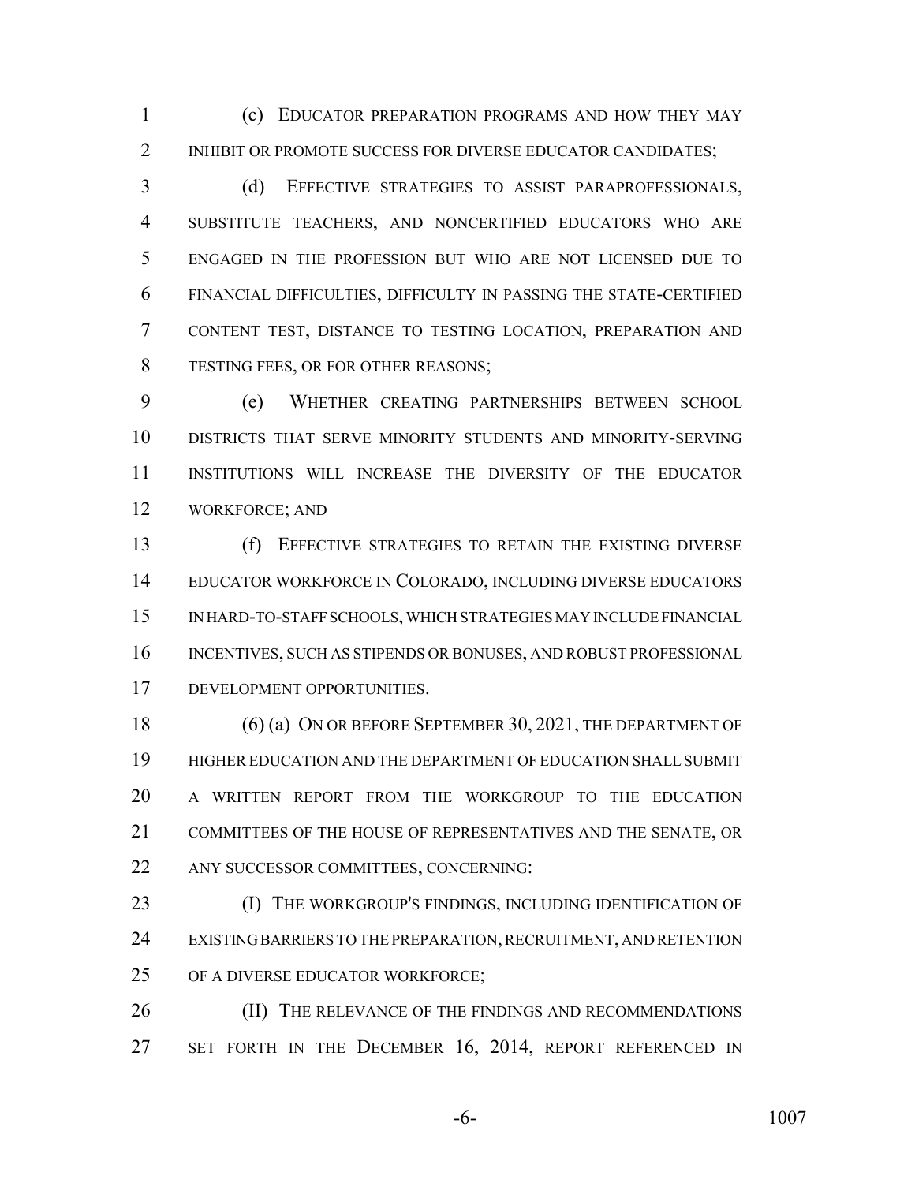(c) EDUCATOR PREPARATION PROGRAMS AND HOW THEY MAY INHIBIT OR PROMOTE SUCCESS FOR DIVERSE EDUCATOR CANDIDATES;

(d) EFFECTIVE STRATEGIES TO ASSIST PARAPROFESSIONALS, SUBSTITUTE TEACHERS, AND NONCERTIFIED EDUCATORS WHO ARE ENGAGED IN THE PROFESSION BUT WHO ARE NOT LICENSED DUE TO FINANCIAL DIFFICULTIES, DIFFICULTY IN PASSING THE STATE-CERTIFIED CONTENT TEST, DISTANCE TO TESTING LOCATION, PREPARATION AND TESTING FEES, OR FOR OTHER REASONS;

(e) WHETHER CREATING PARTNERSHIPS BETWEEN SCHOOL DISTRICTS THAT SERVE MINORITY STUDENTS AND MINORITY-SERVING INSTITUTIONS WILL INCREASE THE DIVERSITY OF THE EDUCATOR WORKFORCE; AND

(f) EFFECTIVE STRATEGIES TO RETAIN THE EXISTING DIVERSE EDUCATOR WORKFORCE IN COLORADO, INCLUDING DIVERSE EDUCATORS IN HARD-TO-STAFF SCHOOLS, WHICH STRATEGIES MAY INCLUDE FINANCIAL INCENTIVES, SUCH AS STIPENDS OR BONUSES, AND ROBUST PROFESSIONAL DEVELOPMENT OPPORTUNITIES.

(6) (a) ON OR BEFORE SEPTEMBER 30, 2021, THE DEPARTMENT OF HIGHER EDUCATION AND THE DEPARTMENT OF EDUCATION SHALL SUBMIT A WRITTEN REPORT FROM THE WORKGROUP TO THE EDUCATION COMMITTEES OF THE HOUSE OF REPRESENTATIVES AND THE SENATE, OR ANY SUCCESSOR COMMITTEES, CONCERNING:

(I) THE WORKGROUP'S FINDINGS, INCLUDING IDENTIFICATION OF EXISTING BARRIERS TO THE PREPARATION, RECRUITMENT, AND RETENTION OF A DIVERSE EDUCATOR WORKFORCE;

(II) THE RELEVANCE OF THE FINDINGS AND RECOMMENDATIONS SET FORTH IN THE DECEMBER 16, 2014, REPORT REFERENCED IN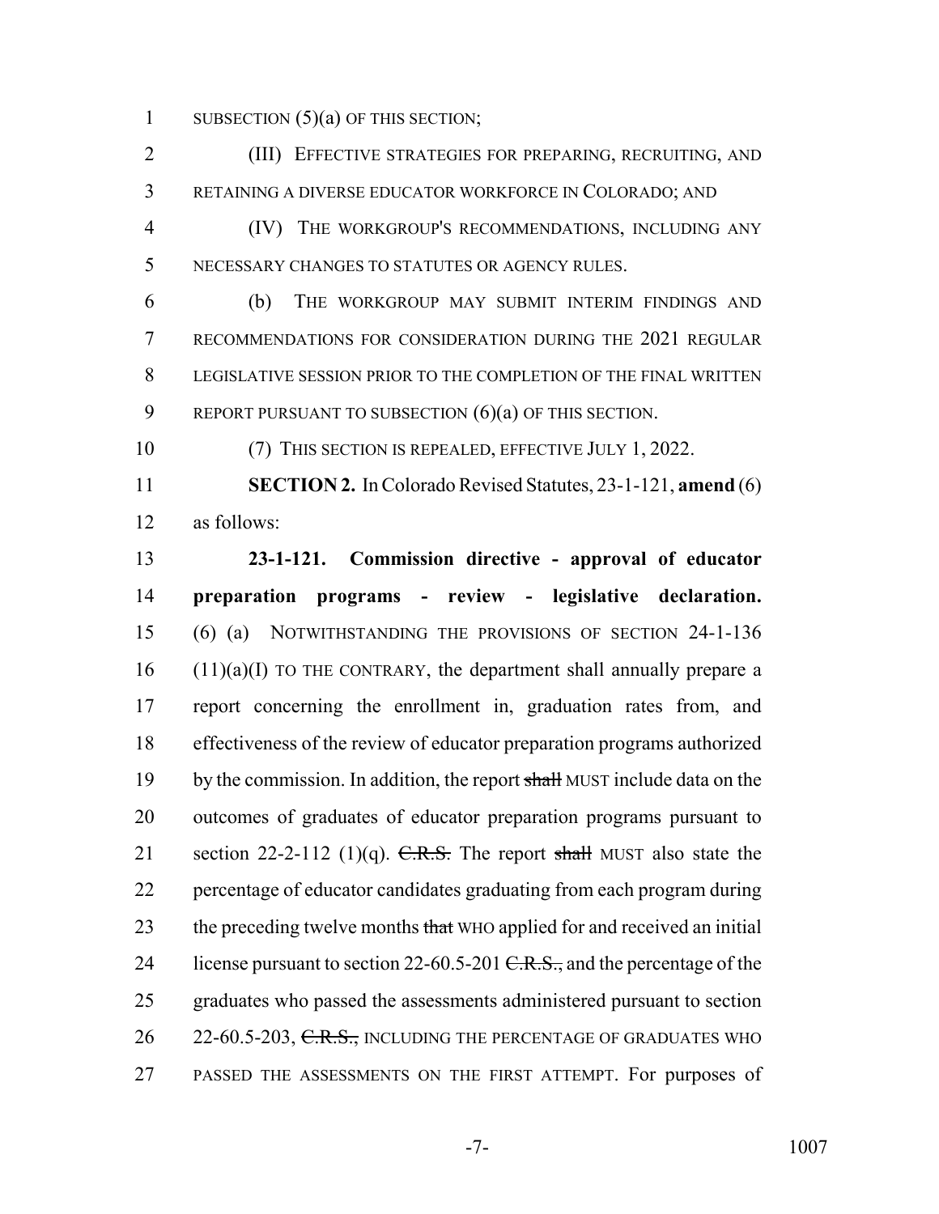SUBSECTION (5)(a) OF THIS SECTION;

(III) EFFECTIVE STRATEGIES FOR PREPARING, RECRUITING, AND RETAINING A DIVERSE EDUCATOR WORKFORCE IN COLORADO; AND

(IV) THE WORKGROUP'S RECOMMENDATIONS, INCLUDING ANY NECESSARY CHANGES TO STATUTES OR AGENCY RULES.

(b) THE WORKGROUP MAY SUBMIT INTERIM FINDINGS AND RECOMMENDATIONS FOR CONSIDERATION DURING THE 2021 REGULAR LEGISLATIVE SESSION PRIOR TO THE COMPLETION OF THE FINAL WRITTEN REPORT PURSUANT TO SUBSECTION (6)(a) OF THIS SECTION.

(7) THIS SECTION IS REPEALED, EFFECTIVE JULY 1, 2022.

**SECTION 2.** In Colorado Revised Statutes, 23-1-121, **amend** (6) as follows:

**23-1-121. Commission directive - approval of educator preparation programs - review - legislative declaration.** (6) (a) NOTWITHSTANDING THE PROVISIONS OF SECTION 24-1-136 (11)(a)(I) TO THE CONTRARY, the department shall annually prepare a report concerning the enrollment in, graduation rates from, and effectiveness of the review of educator preparation programs authorized by the commission. In addition, the report ~~shall~~ MUST include data on the outcomes of graduates of educator preparation programs pursuant to section 22-2-112 (1)(q). ~~C.R.S.~~ The report ~~shall~~ MUST also state the percentage of educator candidates graduating from each program during the preceding twelve months ~~that~~ WHO applied for and received an initial license pursuant to section 22-60.5-201 ~~C.R.S.,~~ and the percentage of the graduates who passed the assessments administered pursuant to section 22-60.5-203, ~~C.R.S.,~~ INCLUDING THE PERCENTAGE OF GRADUATES WHO PASSED THE ASSESSMENTS ON THE FIRST ATTEMPT. For purposes of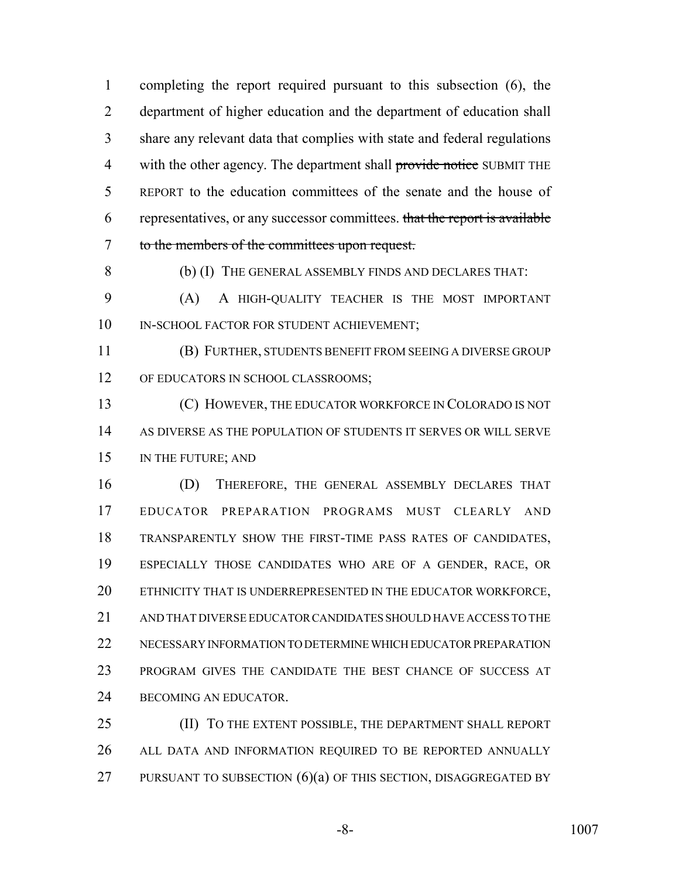completing the report required pursuant to this subsection (6), the department of higher education and the department of education shall share any relevant data that complies with state and federal regulations with the other agency. The department shall ~~provide notice~~ SUBMIT THE REPORT to the education committees of the senate and the house of representatives, or any successor committees. ~~that the report is available to the members of the committees upon request.~~

(b) (I) THE GENERAL ASSEMBLY FINDS AND DECLARES THAT:

(A) A HIGH-QUALITY TEACHER IS THE MOST IMPORTANT IN-SCHOOL FACTOR FOR STUDENT ACHIEVEMENT;

(B) FURTHER, STUDENTS BENEFIT FROM SEEING A DIVERSE GROUP OF EDUCATORS IN SCHOOL CLASSROOMS;

(C) HOWEVER, THE EDUCATOR WORKFORCE IN COLORADO IS NOT AS DIVERSE AS THE POPULATION OF STUDENTS IT SERVES OR WILL SERVE IN THE FUTURE; AND

(D) THEREFORE, THE GENERAL ASSEMBLY DECLARES THAT EDUCATOR PREPARATION PROGRAMS MUST CLEARLY AND TRANSPARENTLY SHOW THE FIRST-TIME PASS RATES OF CANDIDATES, ESPECIALLY THOSE CANDIDATES WHO ARE OF A GENDER, RACE, OR ETHNICITY THAT IS UNDERREPRESENTED IN THE EDUCATOR WORKFORCE, AND THAT DIVERSE EDUCATOR CANDIDATES SHOULD HAVE ACCESS TO THE NECESSARY INFORMATION TO DETERMINE WHICH EDUCATOR PREPARATION PROGRAM GIVES THE CANDIDATE THE BEST CHANCE OF SUCCESS AT BECOMING AN EDUCATOR.

(II) TO THE EXTENT POSSIBLE, THE DEPARTMENT SHALL REPORT ALL DATA AND INFORMATION REQUIRED TO BE REPORTED ANNUALLY PURSUANT TO SUBSECTION (6)(a) OF THIS SECTION, DISAGGREGATED BY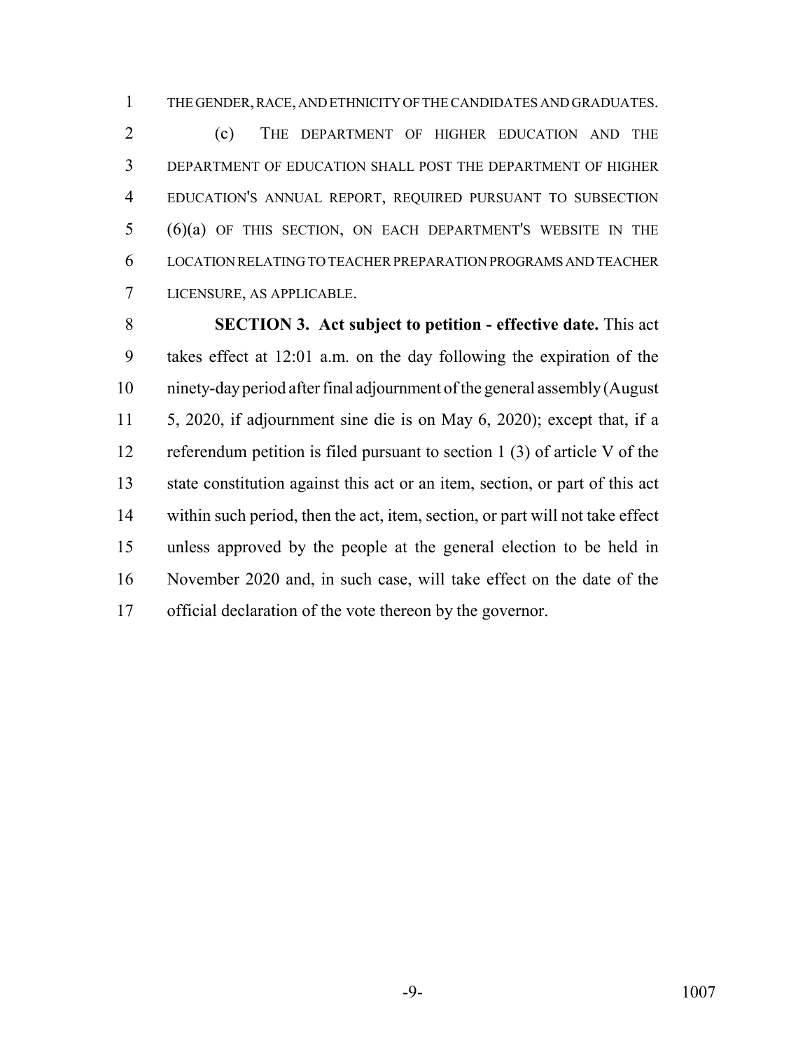THE GENDER, RACE, AND ETHNICITY OF THE CANDIDATES AND GRADUATES.

(c) THE DEPARTMENT OF HIGHER EDUCATION AND THE DEPARTMENT OF EDUCATION SHALL POST THE DEPARTMENT OF HIGHER EDUCATION'S ANNUAL REPORT, REQUIRED PURSUANT TO SUBSECTION (6)(a) OF THIS SECTION, ON EACH DEPARTMENT'S WEBSITE IN THE LOCATION RELATING TO TEACHER PREPARATION PROGRAMS AND TEACHER LICENSURE, AS APPLICABLE.

**SECTION 3. Act subject to petition - effective date.** This act takes effect at 12:01 a.m. on the day following the expiration of the ninety-day period after final adjournment of the general assembly (August 5, 2020, if adjournment sine die is on May 6, 2020); except that, if a referendum petition is filed pursuant to section 1 (3) of article V of the state constitution against this act or an item, section, or part of this act within such period, then the act, item, section, or part will not take effect unless approved by the people at the general election to be held in November 2020 and, in such case, will take effect on the date of the official declaration of the vote thereon by the governor.